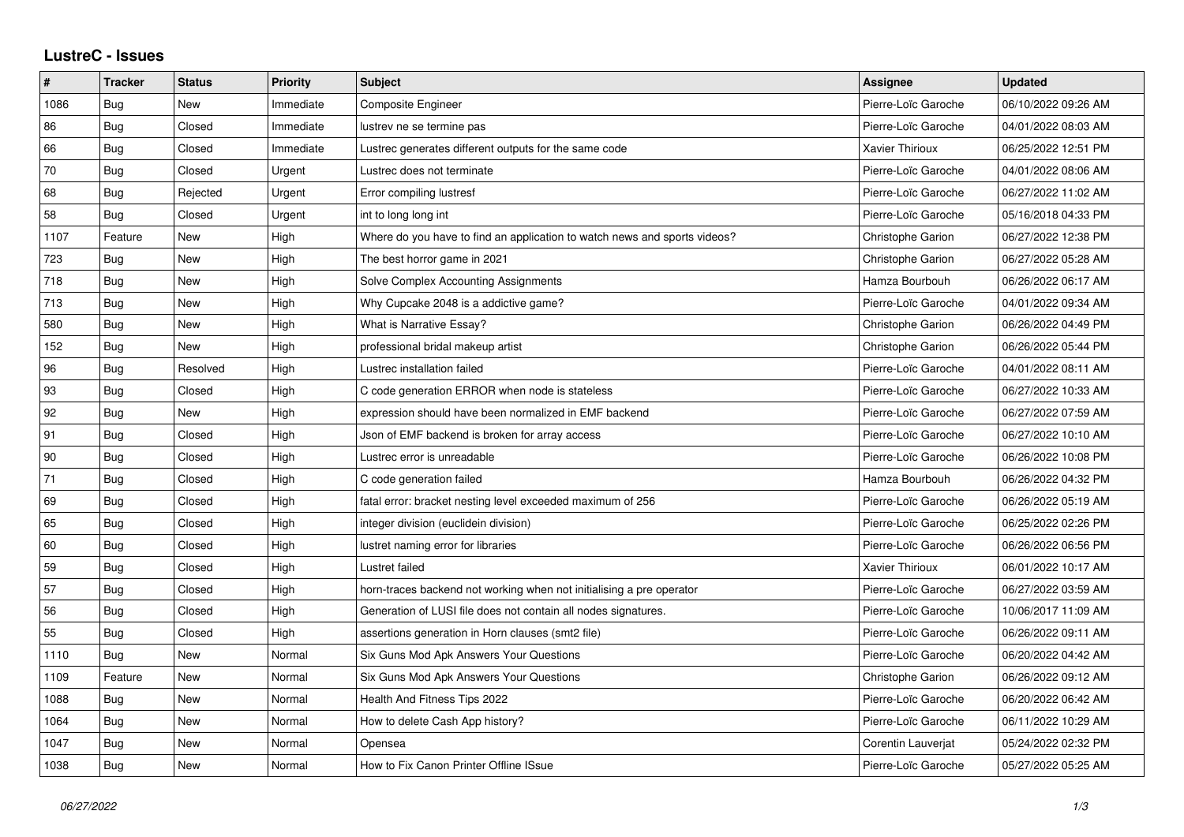## LustreC - Issues

| # | Tracker | Status | Priority | Subject | Assignee | Updated |
|---|---|---|---|---|---|---|
| 1086 | Bug | New | Immediate | Composite Engineer | Pierre-Loïc Garoche | 06/10/2022 09:26 AM |
| 86 | Bug | Closed | Immediate | lustrev ne se termine pas | Pierre-Loïc Garoche | 04/01/2022 08:03 AM |
| 66 | Bug | Closed | Immediate | Lustrec generates different outputs for the same code | Xavier Thirioux | 06/25/2022 12:51 PM |
| 70 | Bug | Closed | Urgent | Lustrec does not terminate | Pierre-Loïc Garoche | 04/01/2022 08:06 AM |
| 68 | Bug | Rejected | Urgent | Error compiling lustresf | Pierre-Loïc Garoche | 06/27/2022 11:02 AM |
| 58 | Bug | Closed | Urgent | int to long long int | Pierre-Loïc Garoche | 05/16/2018 04:33 PM |
| 1107 | Feature | New | High | Where do you have to find an application to watch news and sports videos? | Christophe Garion | 06/27/2022 12:38 PM |
| 723 | Bug | New | High | The best horror game in 2021 | Christophe Garion | 06/27/2022 05:28 AM |
| 718 | Bug | New | High | Solve Complex Accounting Assignments | Hamza Bourbouh | 06/26/2022 06:17 AM |
| 713 | Bug | New | High | Why Cupcake 2048 is a addictive game? | Pierre-Loïc Garoche | 04/01/2022 09:34 AM |
| 580 | Bug | New | High | What is Narrative Essay? | Christophe Garion | 06/26/2022 04:49 PM |
| 152 | Bug | New | High | professional bridal makeup artist | Christophe Garion | 06/26/2022 05:44 PM |
| 96 | Bug | Resolved | High | Lustrec installation failed | Pierre-Loïc Garoche | 04/01/2022 08:11 AM |
| 93 | Bug | Closed | High | C code generation ERROR when node is stateless | Pierre-Loïc Garoche | 06/27/2022 10:33 AM |
| 92 | Bug | New | High | expression should have been normalized in EMF backend | Pierre-Loïc Garoche | 06/27/2022 07:59 AM |
| 91 | Bug | Closed | High | Json of EMF backend is broken for array access | Pierre-Loïc Garoche | 06/27/2022 10:10 AM |
| 90 | Bug | Closed | High | Lustrec error is unreadable | Pierre-Loïc Garoche | 06/26/2022 10:08 PM |
| 71 | Bug | Closed | High | C code generation failed | Hamza Bourbouh | 06/26/2022 04:32 PM |
| 69 | Bug | Closed | High | fatal error: bracket nesting level exceeded maximum of 256 | Pierre-Loïc Garoche | 06/26/2022 05:19 AM |
| 65 | Bug | Closed | High | integer division (euclidein division) | Pierre-Loïc Garoche | 06/25/2022 02:26 PM |
| 60 | Bug | Closed | High | lustret naming error for libraries | Pierre-Loïc Garoche | 06/26/2022 06:56 PM |
| 59 | Bug | Closed | High | Lustret failed | Xavier Thirioux | 06/01/2022 10:17 AM |
| 57 | Bug | Closed | High | horn-traces backend not working when not initialising a pre operator | Pierre-Loïc Garoche | 06/27/2022 03:59 AM |
| 56 | Bug | Closed | High | Generation of LUSI file does not contain all nodes signatures. | Pierre-Loïc Garoche | 10/06/2017 11:09 AM |
| 55 | Bug | Closed | High | assertions generation in Horn clauses (smt2 file) | Pierre-Loïc Garoche | 06/26/2022 09:11 AM |
| 1110 | Bug | New | Normal | Six Guns Mod Apk Answers Your Questions | Pierre-Loïc Garoche | 06/20/2022 04:42 AM |
| 1109 | Feature | New | Normal | Six Guns Mod Apk Answers Your Questions | Christophe Garion | 06/26/2022 09:12 AM |
| 1088 | Bug | New | Normal | Health And Fitness Tips 2022 | Pierre-Loïc Garoche | 06/20/2022 06:42 AM |
| 1064 | Bug | New | Normal | How to delete Cash App history? | Pierre-Loïc Garoche | 06/11/2022 10:29 AM |
| 1047 | Bug | New | Normal | Opensea | Corentin Lauverjat | 05/24/2022 02:32 PM |
| 1038 | Bug | New | Normal | How to Fix Canon Printer Offline ISsue | Pierre-Loïc Garoche | 05/27/2022 05:25 AM |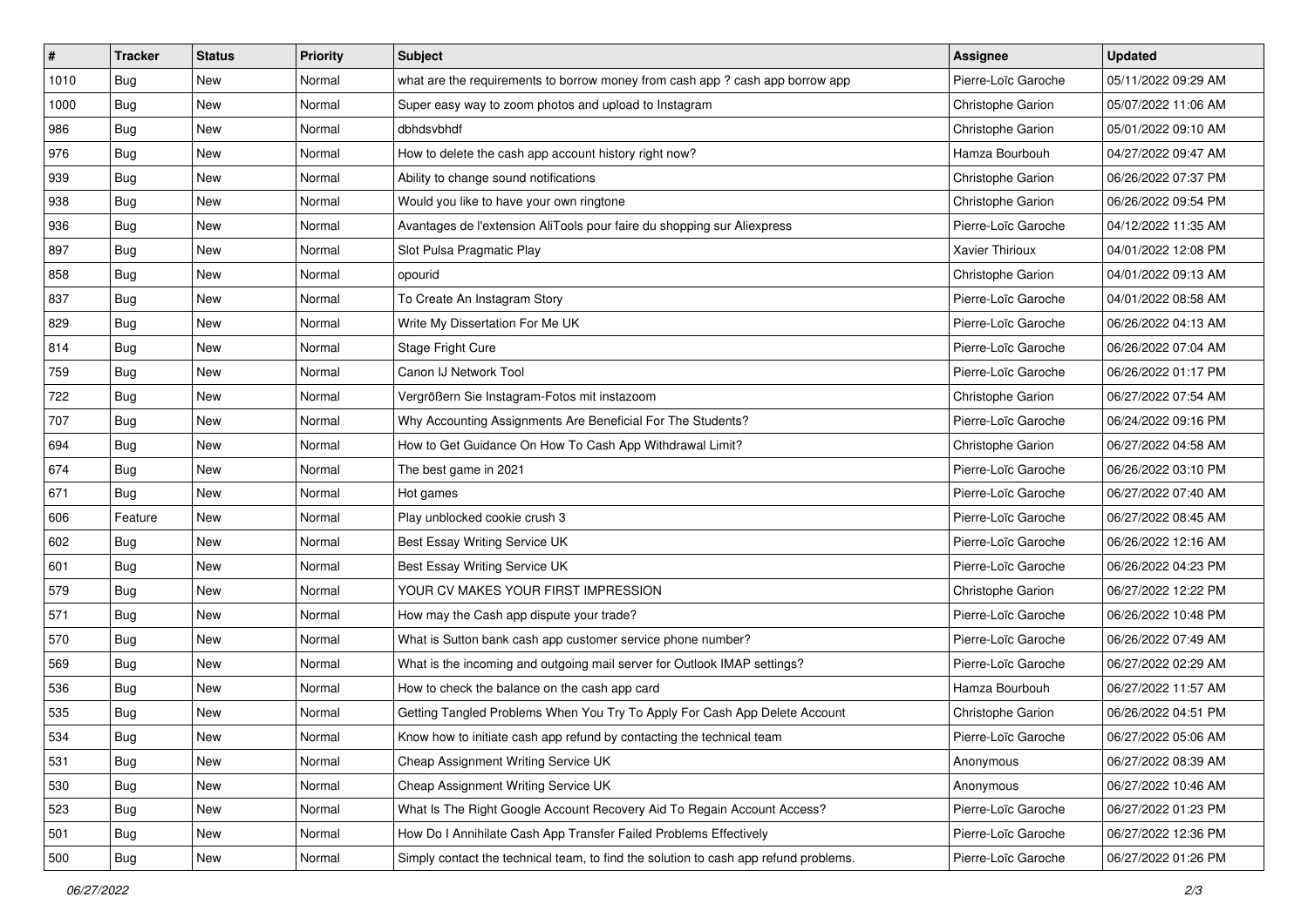| # | Tracker | Status | Priority | Subject | Assignee | Updated |
|---|---|---|---|---|---|---|
| 1010 | Bug | New | Normal | what are the requirements to borrow money from cash app ? cash app borrow app | Pierre-Loïc Garoche | 05/11/2022 09:29 AM |
| 1000 | Bug | New | Normal | Super easy way to zoom photos and upload to Instagram | Christophe Garion | 05/07/2022 11:06 AM |
| 986 | Bug | New | Normal | dbhdsvbhdf | Christophe Garion | 05/01/2022 09:10 AM |
| 976 | Bug | New | Normal | How to delete the cash app account history right now? | Hamza Bourbouh | 04/27/2022 09:47 AM |
| 939 | Bug | New | Normal | Ability to change sound notifications | Christophe Garion | 06/26/2022 07:37 PM |
| 938 | Bug | New | Normal | Would you like to have your own ringtone | Christophe Garion | 06/26/2022 09:54 PM |
| 936 | Bug | New | Normal | Avantages de l'extension AliTools pour faire du shopping sur Aliexpress | Pierre-Loïc Garoche | 04/12/2022 11:35 AM |
| 897 | Bug | New | Normal | Slot Pulsa Pragmatic Play | Xavier Thirioux | 04/01/2022 12:08 PM |
| 858 | Bug | New | Normal | opourid | Christophe Garion | 04/01/2022 09:13 AM |
| 837 | Bug | New | Normal | To Create An Instagram Story | Pierre-Loïc Garoche | 04/01/2022 08:58 AM |
| 829 | Bug | New | Normal | Write My Dissertation For Me UK | Pierre-Loïc Garoche | 06/26/2022 04:13 AM |
| 814 | Bug | New | Normal | Stage Fright Cure | Pierre-Loïc Garoche | 06/26/2022 07:04 AM |
| 759 | Bug | New | Normal | Canon IJ Network Tool | Pierre-Loïc Garoche | 06/26/2022 01:17 PM |
| 722 | Bug | New | Normal | Vergrößern Sie Instagram-Fotos mit instazoom | Christophe Garion | 06/27/2022 07:54 AM |
| 707 | Bug | New | Normal | Why Accounting Assignments Are Beneficial For The Students? | Pierre-Loïc Garoche | 06/24/2022 09:16 PM |
| 694 | Bug | New | Normal | How to Get Guidance On How To Cash App Withdrawal Limit? | Christophe Garion | 06/27/2022 04:58 AM |
| 674 | Bug | New | Normal | The best game in 2021 | Pierre-Loïc Garoche | 06/26/2022 03:10 PM |
| 671 | Bug | New | Normal | Hot games | Pierre-Loïc Garoche | 06/27/2022 07:40 AM |
| 606 | Feature | New | Normal | Play unblocked cookie crush 3 | Pierre-Loïc Garoche | 06/27/2022 08:45 AM |
| 602 | Bug | New | Normal | Best Essay Writing Service UK | Pierre-Loïc Garoche | 06/26/2022 12:16 AM |
| 601 | Bug | New | Normal | Best Essay Writing Service UK | Pierre-Loïc Garoche | 06/26/2022 04:23 PM |
| 579 | Bug | New | Normal | YOUR CV MAKES YOUR FIRST IMPRESSION | Christophe Garion | 06/27/2022 12:22 PM |
| 571 | Bug | New | Normal | How may the Cash app dispute your trade? | Pierre-Loïc Garoche | 06/26/2022 10:48 PM |
| 570 | Bug | New | Normal | What is Sutton bank cash app customer service phone number? | Pierre-Loïc Garoche | 06/26/2022 07:49 AM |
| 569 | Bug | New | Normal | What is the incoming and outgoing mail server for Outlook IMAP settings? | Pierre-Loïc Garoche | 06/27/2022 02:29 AM |
| 536 | Bug | New | Normal | How to check the balance on the cash app card | Hamza Bourbouh | 06/27/2022 11:57 AM |
| 535 | Bug | New | Normal | Getting Tangled Problems When You Try To Apply For Cash App Delete Account | Christophe Garion | 06/26/2022 04:51 PM |
| 534 | Bug | New | Normal | Know how to initiate cash app refund by contacting the technical team | Pierre-Loïc Garoche | 06/27/2022 05:06 AM |
| 531 | Bug | New | Normal | Cheap Assignment Writing Service UK | Anonymous | 06/27/2022 08:39 AM |
| 530 | Bug | New | Normal | Cheap Assignment Writing Service UK | Anonymous | 06/27/2022 10:46 AM |
| 523 | Bug | New | Normal | What Is The Right Google Account Recovery Aid To Regain Account Access? | Pierre-Loïc Garoche | 06/27/2022 01:23 PM |
| 501 | Bug | New | Normal | How Do I Annihilate Cash App Transfer Failed Problems Effectively | Pierre-Loïc Garoche | 06/27/2022 12:36 PM |
| 500 | Bug | New | Normal | Simply contact the technical team, to find the solution to cash app refund problems. | Pierre-Loïc Garoche | 06/27/2022 01:26 PM |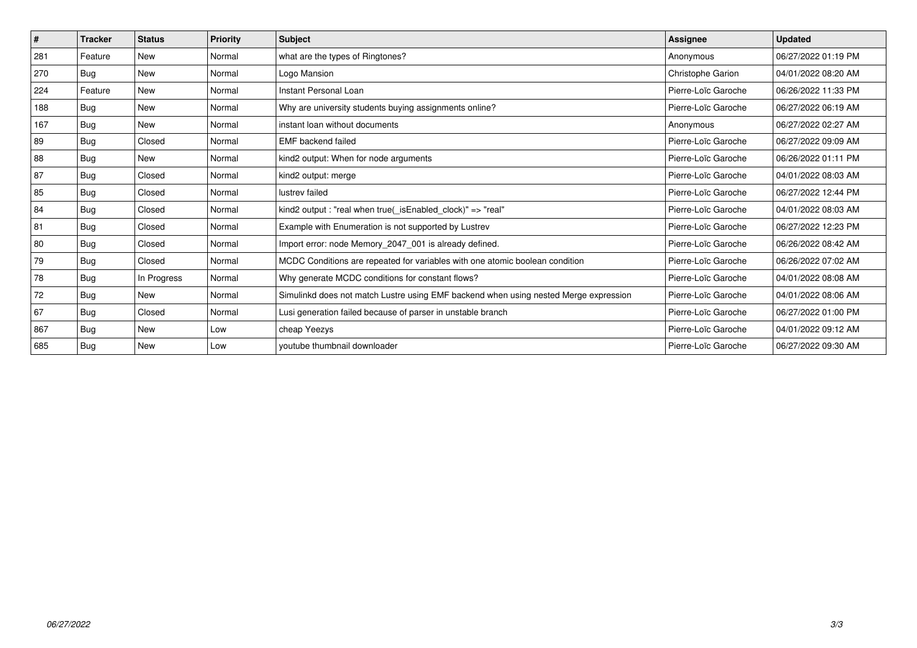| # | Tracker | Status | Priority | Subject | Assignee | Updated |
|---|---|---|---|---|---|---|
| 281 | Feature | New | Normal | what are the types of Ringtones? | Anonymous | 06/27/2022 01:19 PM |
| 270 | Bug | New | Normal | Logo Mansion | Christophe Garion | 04/01/2022 08:20 AM |
| 224 | Feature | New | Normal | Instant Personal Loan | Pierre-Loïc Garoche | 06/26/2022 11:33 PM |
| 188 | Bug | New | Normal | Why are university students buying assignments online? | Pierre-Loïc Garoche | 06/27/2022 06:19 AM |
| 167 | Bug | New | Normal | instant loan without documents | Anonymous | 06/27/2022 02:27 AM |
| 89 | Bug | Closed | Normal | EMF backend failed | Pierre-Loïc Garoche | 06/27/2022 09:09 AM |
| 88 | Bug | New | Normal | kind2 output: When for node arguments | Pierre-Loïc Garoche | 06/26/2022 01:11 PM |
| 87 | Bug | Closed | Normal | kind2 output: merge | Pierre-Loïc Garoche | 04/01/2022 08:03 AM |
| 85 | Bug | Closed | Normal | lustrev failed | Pierre-Loïc Garoche | 06/27/2022 12:44 PM |
| 84 | Bug | Closed | Normal | kind2 output : "real when true(_isEnabled_clock)" => "real" | Pierre-Loïc Garoche | 04/01/2022 08:03 AM |
| 81 | Bug | Closed | Normal | Example with Enumeration is not supported by Lustrev | Pierre-Loïc Garoche | 06/27/2022 12:23 PM |
| 80 | Bug | Closed | Normal | Import error: node Memory_2047_001 is already defined. | Pierre-Loïc Garoche | 06/26/2022 08:42 AM |
| 79 | Bug | Closed | Normal | MCDC Conditions are repeated for variables with one atomic boolean condition | Pierre-Loïc Garoche | 06/26/2022 07:02 AM |
| 78 | Bug | In Progress | Normal | Why generate MCDC conditions for constant flows? | Pierre-Loïc Garoche | 04/01/2022 08:08 AM |
| 72 | Bug | New | Normal | Simulinkd does not match Lustre using EMF backend when using nested Merge expression | Pierre-Loïc Garoche | 04/01/2022 08:06 AM |
| 67 | Bug | Closed | Normal | Lusi generation failed because of parser in unstable branch | Pierre-Loïc Garoche | 06/27/2022 01:00 PM |
| 867 | Bug | New | Low | cheap Yeezys | Pierre-Loïc Garoche | 04/01/2022 09:12 AM |
| 685 | Bug | New | Low | youtube thumbnail downloader | Pierre-Loïc Garoche | 06/27/2022 09:30 AM |